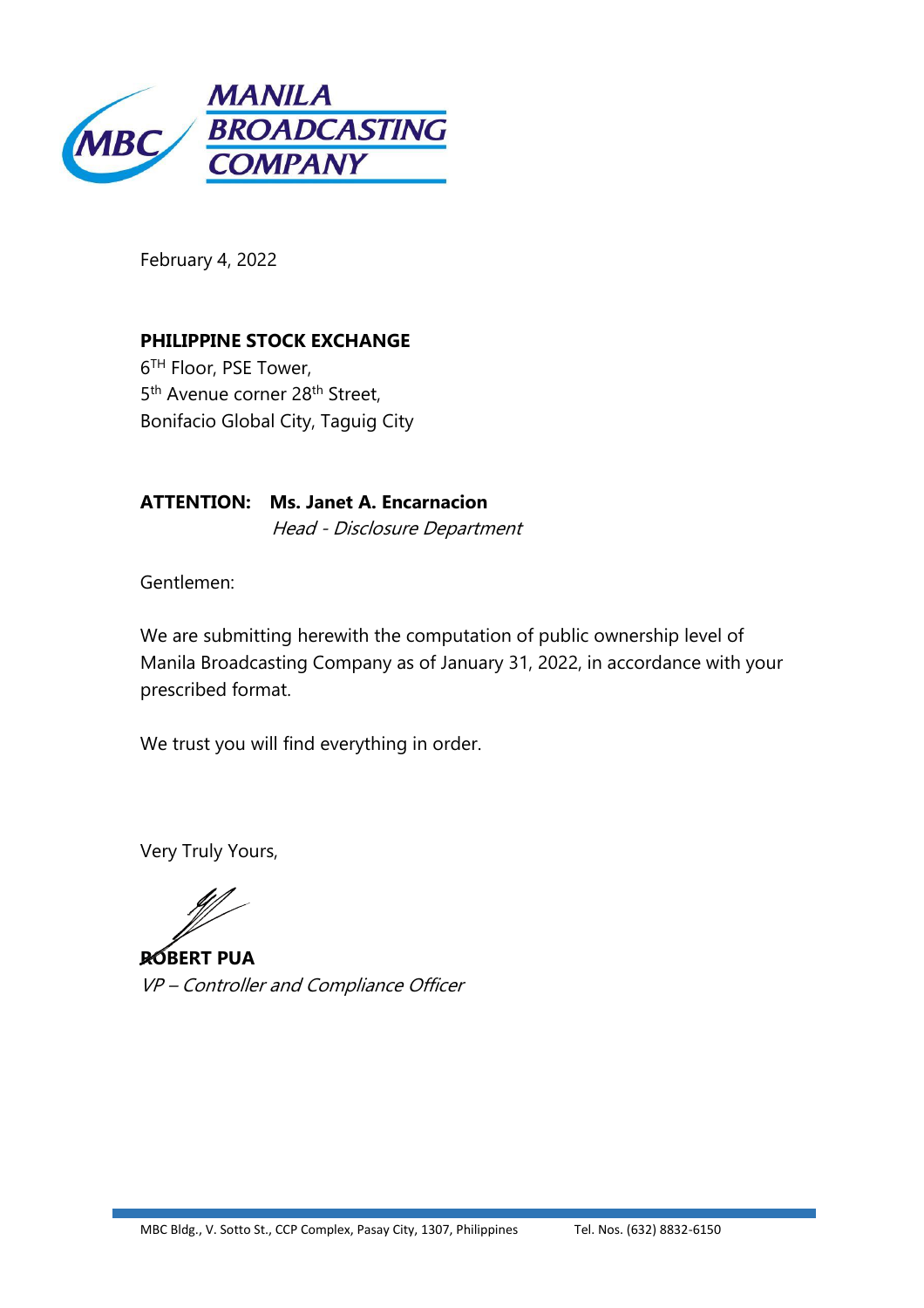**MANILA BROADCASTING COMPANY**

February 4, 2022

**PHILIPPINE STOCK EXCHANGE**
6[TH] Floor, PSE Tower,
5[th] Avenue corner 28[th] Street,
Bonifacio Global City, Taguig City

**ATTENTION: Ms. Janet A. Encarnacion**
*Head - Disclosure Department*

Gentlemen:

We are submitting herewith the computation of public ownership level of Manila Broadcasting Company as of January 31, 2022, in accordance with your prescribed format.

We trust you will find everything in order.

Very Truly Yours,

**ROBERT PUA**
*VP – Controller and Compliance Officer*

MBC Bldg., V. Sotto St., CCP Complex, Pasay City, 1307, Philippines Tel. Nos. (632) 8832-6150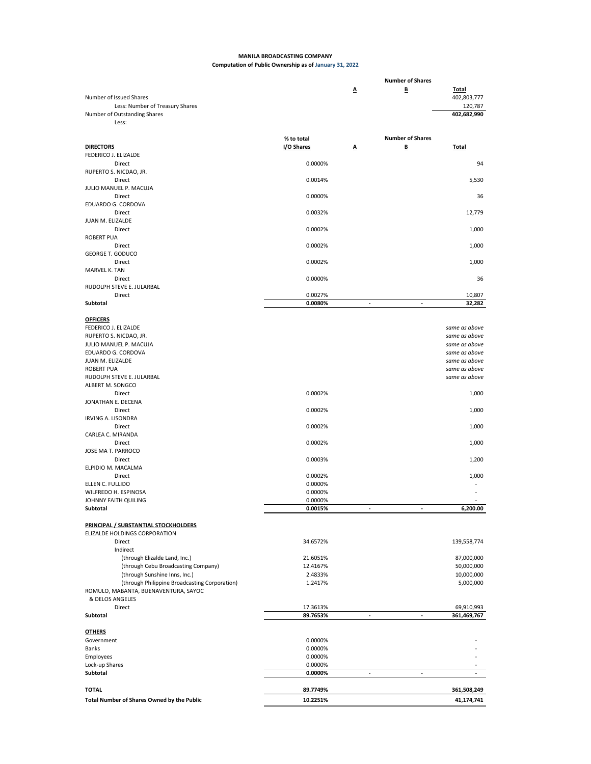**MANILA BROADCASTING COMPANY**

**Computation of Public Ownership as of January 31, 2022**

| | | Number of Shares | | |
|---|---|---|---|---|
| | | A | B | Total |
| Number of Issued Shares | | | | 402,803,777 |
| Less: Number of Treasury Shares | | | | 120,787 |
| Number of Outstanding Shares | | | | 402,682,990 |
| Less: | | | | |

| | % to total | Number of Shares | | |
|---|---|---|---|---|
| **DIRECTORS** | I/O Shares | A | B | Total |
| FEDERICO J. ELIZALDE | | | | |
| Direct | 0.0000% | | | 94 |
| RUPERTO S. NICDAO, JR. | | | | |
| Direct | 0.0014% | | | 5,530 |
| JULIO MANUEL P. MACUJA | | | | |
| Direct | 0.0000% | | | 36 |
| EDUARDO G. CORDOVA | | | | |
| Direct | 0.0032% | | | 12,779 |
| JUAN M. ELIZALDE | | | | |
| Direct | 0.0002% | | | 1,000 |
| ROBERT PUA | | | | |
| Direct | 0.0002% | | | 1,000 |
| GEORGE T. GODUCO | | | | |
| Direct | 0.0002% | | | 1,000 |
| MARVEL K. TAN | | | | |
| Direct | 0.0000% | | | 36 |
| RUDOLPH STEVE E. JULARBAL | | | | |
| Direct | 0.0027% | | | 10,807 |
| **Subtotal** | **0.0080%** | - | - | **32,282** |
| | | | | |
| **OFFICERS** | | | | |
| FEDERICO J. ELIZALDE | | | | *same as above* |
| RUPERTO S. NICDAO, JR. | | | | *same as above* |
| JULIO MANUEL P. MACUJA | | | | *same as above* |
| EDUARDO G. CORDOVA | | | | *same as above* |
| JUAN M. ELIZALDE | | | | *same as above* |
| ROBERT PUA | | | | *same as above* |
| RUDOLPH STEVE E. JULARBAL | | | | *same as above* |
| ALBERT M. SONGCO | | | | |
| Direct | 0.0002% | | | 1,000 |
| JONATHAN E. DECENA | | | | |
| Direct | 0.0002% | | | 1,000 |
| IRVING A. LISONDRA | | | | |
| Direct | 0.0002% | | | 1,000 |
| CARLEA C. MIRANDA | | | | |
| Direct | 0.0002% | | | 1,000 |
| JOSE MA T. PARROCO | | | | |
| Direct | 0.0003% | | | 1,200 |
| ELPIDIO M. MACALMA | | | | |
| Direct | 0.0002% | | | 1,000 |
| ELLEN C. FULLIDO | 0.0000% | | | - |
| WILFREDO H. ESPINOSA | 0.0000% | | | - |
| JOHNNY FAITH QUILING | 0.0000% | | | - |
| **Subtotal** | **0.0015%** | - | - | **6,200.00** |
| | | | | |
| **PRINCIPAL / SUBSTANTIAL STOCKHOLDERS** | | | | |
| ELIZALDE HOLDINGS CORPORATION | | | | |
| Direct | 34.6572% | | | 139,558,774 |
| Indirect | | | | |
| (through Elizalde Land, Inc.) | 21.6051% | | | 87,000,000 |
| (through Cebu Broadcasting Company) | 12.4167% | | | 50,000,000 |
| (through Sunshine Inns, Inc.) | 2.4833% | | | 10,000,000 |
| (through Philippine Broadcasting Corporation) | 1.2417% | | | 5,000,000 |
| ROMULO, MABANTA, BUENAVENTURA, SAYOC & DELOS ANGELES | | | | |
| Direct | 17.3613% | | | 69,910,993 |
| **Subtotal** | **89.7653%** | - | - | **361,469,767** |
| | | | | |
| **OTHERS** | | | | |
| Government | 0.0000% | | | - |
| Banks | 0.0000% | | | - |
| Employees | 0.0000% | | | - |
| Lock-up Shares | 0.0000% | | | - |
| **Subtotal** | **0.0000%** | - | - | **-** |
| | | | | |
| **TOTAL** | **89.7749%** | | | **361,508,249** |
| **Total Number of Shares Owned by the Public** | **10.2251%** | | | **41,174,741** |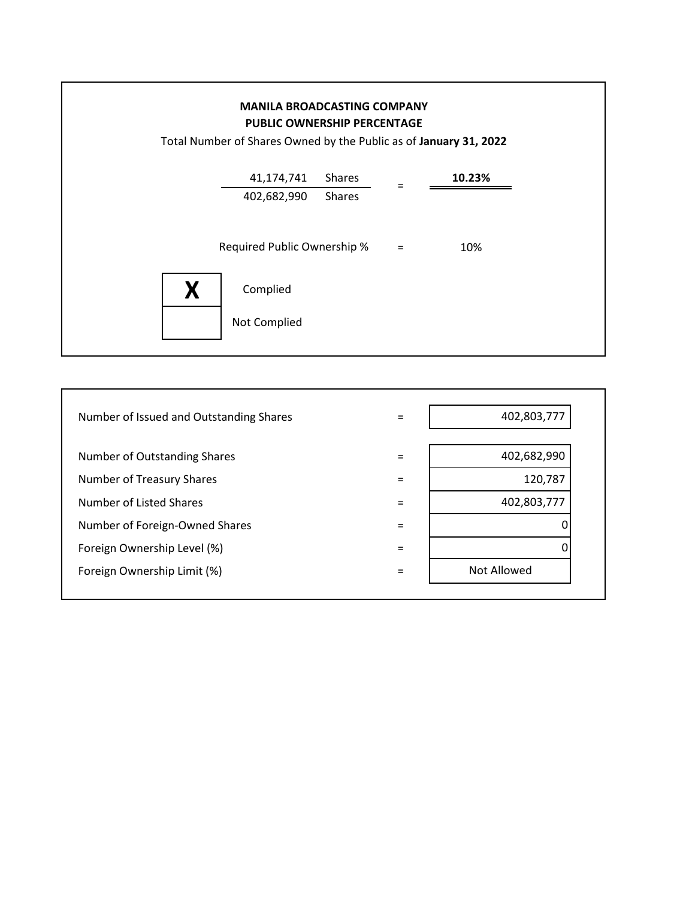**MANILA BROADCASTING COMPANY**

**PUBLIC OWNERSHIP PERCENTAGE**

Total Number of Shares Owned by the Public as of **January 31, 2022**

| | | | |
|---|---|---|---|
| 41,174,741 Shares | | = | **10.23%** |
| 402,682,990 Shares | | | |

Required Public Ownership % = 10%

| | |
|---|---|
| X | Complied |
| | Not Complied |

| | | |
|---|---|---|
| Number of Issued and Outstanding Shares | = | 402,803,777 |
| Number of Outstanding Shares | = | 402,682,990 |
| Number of Treasury Shares | = | 120,787 |
| Number of Listed Shares | = | 402,803,777 |
| Number of Foreign-Owned Shares | = | 0 |
| Foreign Ownership Level (%) | = | 0 |
| Foreign Ownership Limit (%) | = | Not Allowed |